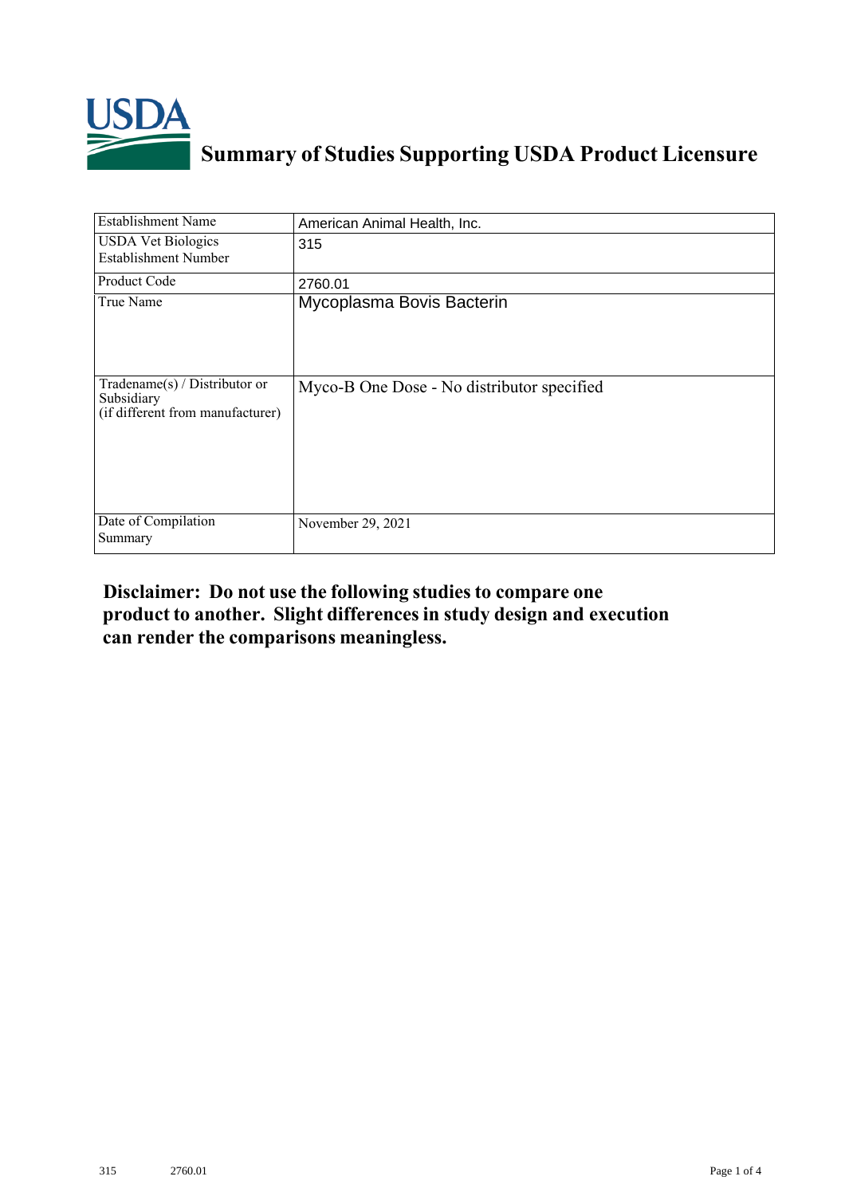# Summary of Studies Supporting USDA Product Licensure

| | |
|---|---|
| Establishment Name | American Animal Health, Inc. |
| USDA Vet Biologics Establishment Number | 315 |
| Product Code | 2760.01 |
| True Name | Mycoplasma Bovis Bacterin |
| Tradename(s) / Distributor or Subsidiary (if different from manufacturer) | Myco-B One Dose - No distributor specified |
| Date of Compilation Summary | November 29, 2021 |

**Disclaimer: Do not use the following studies to compare one product to another. Slight differences in study design and execution can render the comparisons meaningless.**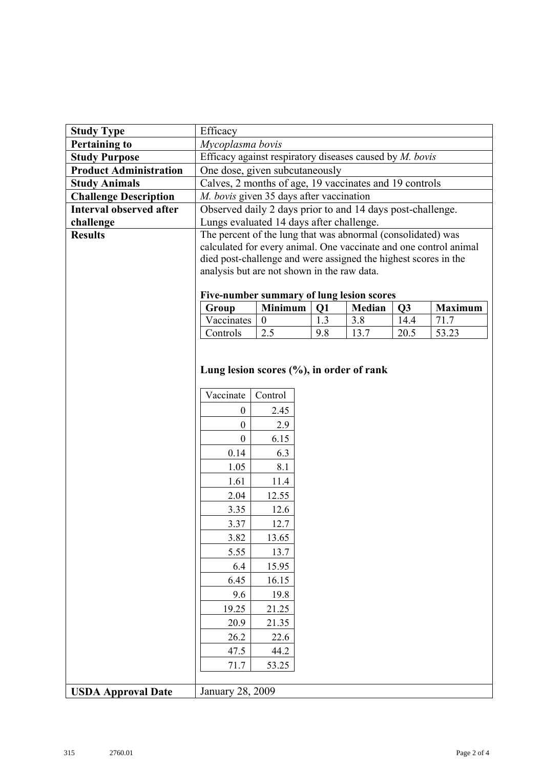| **Study Type** | Efficacy |
|---|---|
| **Pertaining to** | *Mycoplasma bovis* |
| **Study Purpose** | Efficacy against respiratory diseases caused by *M. bovis* |
| **Product Administration** | One dose, given subcutaneously |
| **Study Animals** | Calves, 2 months of age, 19 vaccinates and 19 controls |
| **Challenge Description** | *M. bovis* given 35 days after vaccination |
| **Interval observed after challenge** | Observed daily 2 days prior to and 14 days post-challenge. Lungs evaluated 14 days after challenge. |
| **Results** | The percent of the lung that was abnormal (consolidated) was calculated for every animal. One vaccinate and one control animal died post-challenge and were assigned the highest scores in the analysis but are not shown in the raw data. |

**Five-number summary of lung lesion scores**

| Group | Minimum | Q1 | Median | Q3 | Maximum |
|---|---|---|---|---|---|
| Vaccinates | 0 | 1.3 | 3.8 | 14.4 | 71.7 |
| Controls | 2.5 | 9.8 | 13.7 | 20.5 | 53.23 |

**Lung lesion scores (%), in order of rank**

| Vaccinate | Control |
|---|---|
| 0 | 2.45 |
| 0 | 2.9 |
| 0 | 6.15 |
| 0.14 | 6.3 |
| 1.05 | 8.1 |
| 1.61 | 11.4 |
| 2.04 | 12.55 |
| 3.35 | 12.6 |
| 3.37 | 12.7 |
| 3.82 | 13.65 |
| 5.55 | 13.7 |
| 6.4 | 15.95 |
| 6.45 | 16.15 |
| 9.6 | 19.8 |
| 19.25 | 21.25 |
| 20.9 | 21.35 |
| 26.2 | 22.6 |
| 47.5 | 44.2 |
| 71.7 | 53.25 |

| **USDA Approval Date** | January 28, 2009 |
|---|---|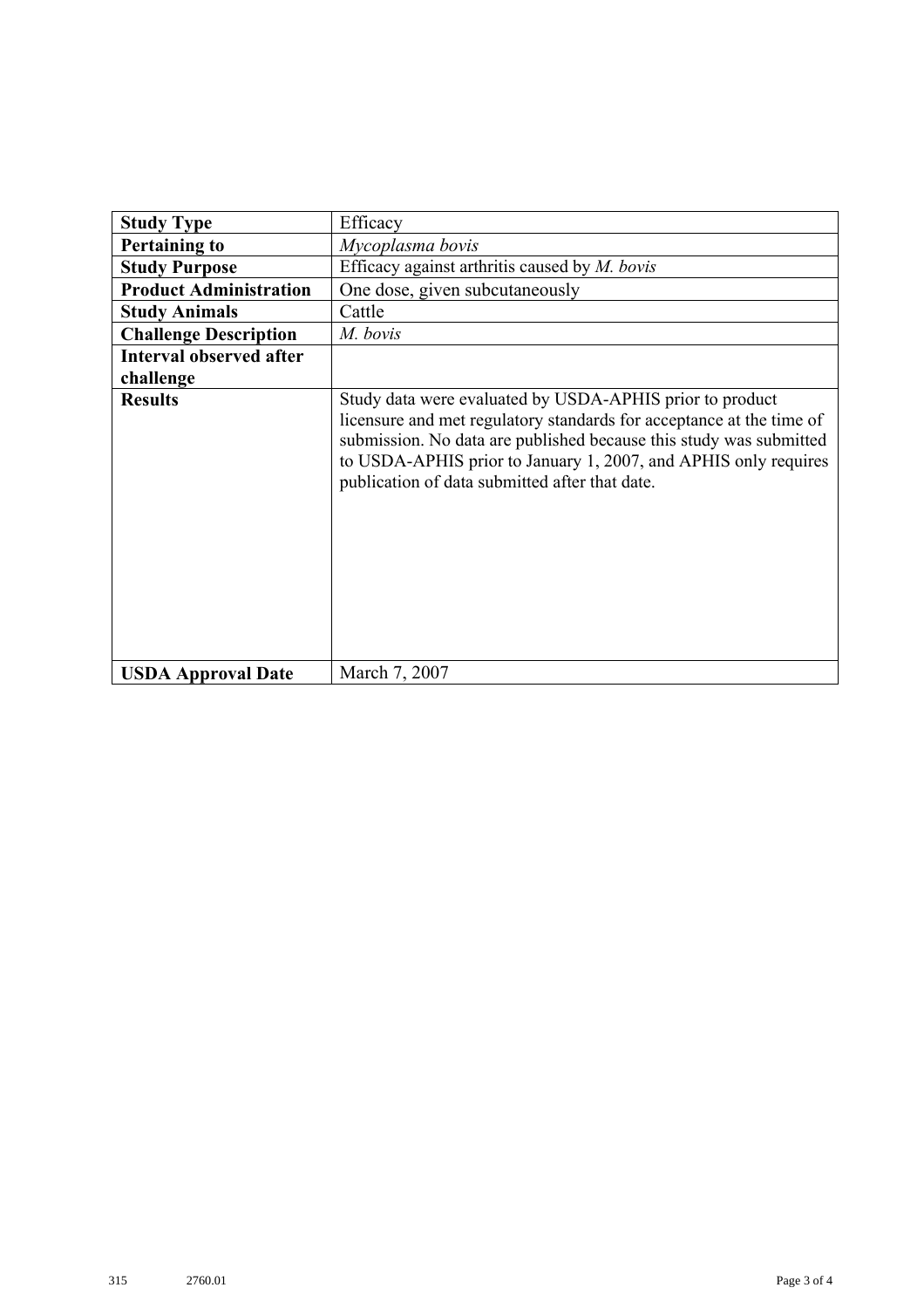| **Study Type** | Efficacy |
|---|---|
| **Pertaining to** | *Mycoplasma bovis* |
| **Study Purpose** | Efficacy against arthritis caused by *M. bovis* |
| **Product Administration** | One dose, given subcutaneously |
| **Study Animals** | Cattle |
| **Challenge Description** | *M. bovis* |
| **Interval observed after challenge** | |
| **Results** | Study data were evaluated by USDA-APHIS prior to product licensure and met regulatory standards for acceptance at the time of submission. No data are published because this study was submitted to USDA-APHIS prior to January 1, 2007, and APHIS only requires publication of data submitted after that date. |
| **USDA Approval Date** | March 7, 2007 |

315 2760.01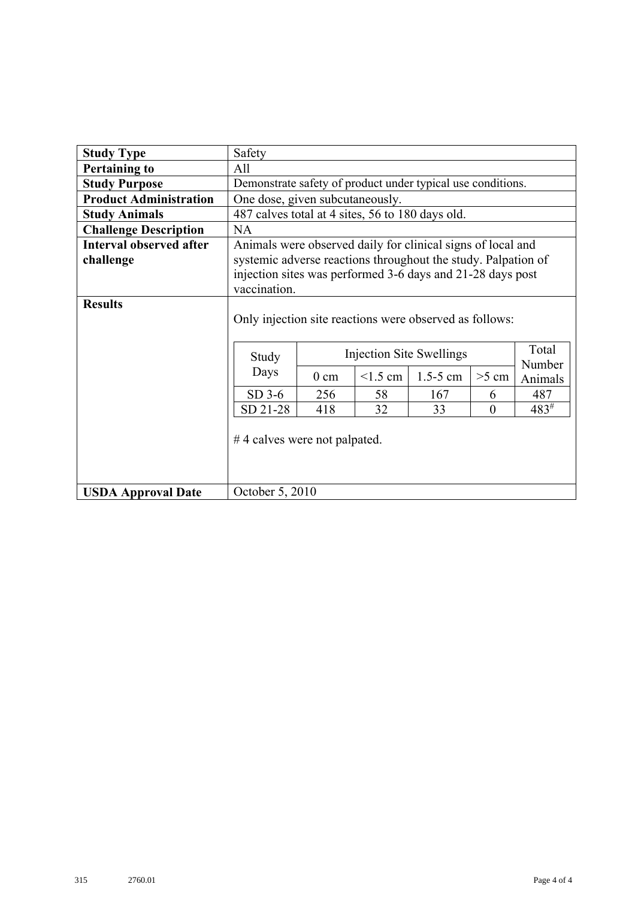| | |
|---|---|
| **Study Type** | Safety |
| **Pertaining to** | All |
| **Study Purpose** | Demonstrate safety of product under typical use conditions. |
| **Product Administration** | One dose, given subcutaneously. |
| **Study Animals** | 487 calves total at 4 sites, 56 to 180 days old. |
| **Challenge Description** | NA |
| **Interval observed after challenge** | Animals were observed daily for clinical signs of local and systemic adverse reactions throughout the study. Palpation of injection sites was performed 3-6 days and 21-28 days post vaccination. |
| **Results** | Only injection site reactions were observed as follows: (see table below) |
| **USDA Approval Date** | October 5, 2010 |

Only injection site reactions were observed as follows:

| Study Days | Injection Site Swellings | | | | Total Number Animals |
|---|---|---|---|---|---|
| | 0 cm | <1.5 cm | 1.5-5 cm | >5 cm | |
| SD 3-6 | 256 | 58 | 167 | 6 | 487 |
| SD 21-28 | 418 | 32 | 33 | 0 | 483# |

# 4 calves were not palpated.